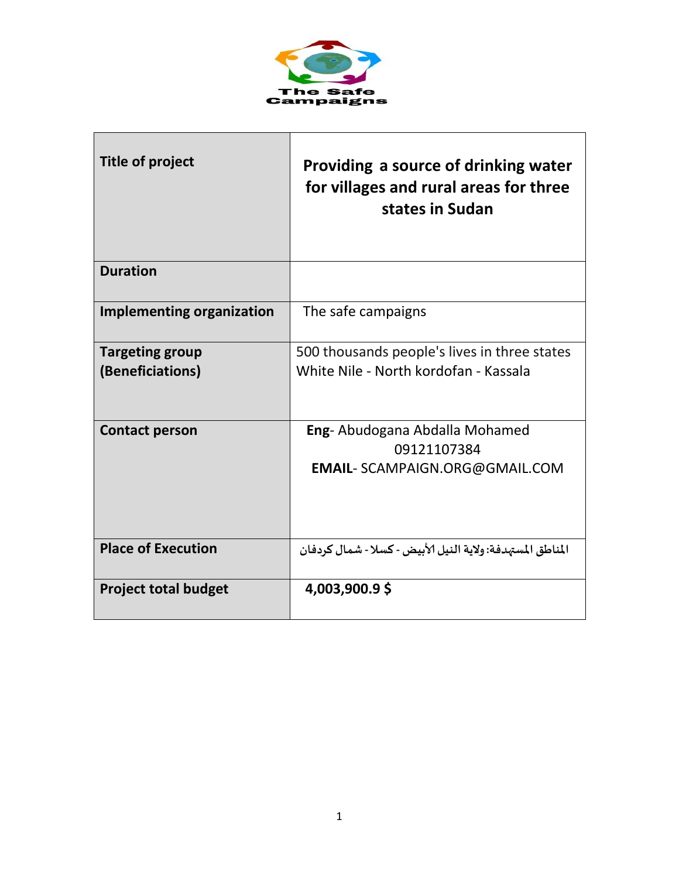The Safe Campaigns

| Title of project | **Providing a source of drinking water for villages and rural areas for three states in Sudan** |
|---|---|
| **Duration** | |
| **Implementing organization** | The safe campaigns |
| **Targeting group (Beneficiations)** | 500 thousands people's lives in three states White Nile - North kordofan - Kassala |
| **Contact person** | **Eng**- Abudogana Abdalla Mohamed 09121107384 **EMAIL**- SCAMPAIGN.ORG@GMAIL.COM |
| **Place of Execution** | المناطق المستهدفة: ولاية النيل الأبيض - كسلا - شمال كردفان |
| **Project total budget** | **4,003,900.9 $** |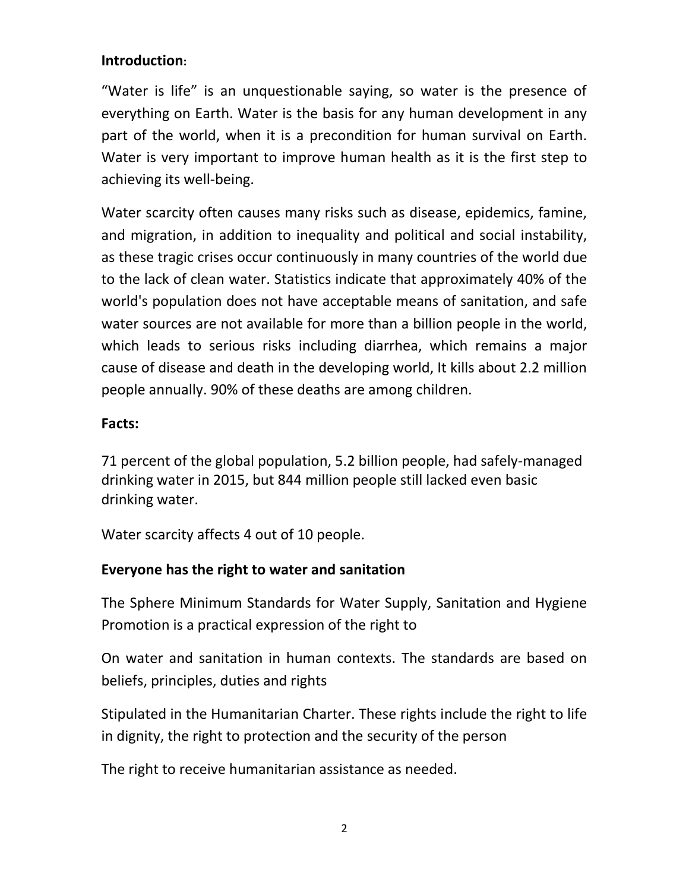**Introduction:**

"Water is life" is an unquestionable saying, so water is the presence of everything on Earth. Water is the basis for any human development in any part of the world, when it is a precondition for human survival on Earth. Water is very important to improve human health as it is the first step to achieving its well-being.

Water scarcity often causes many risks such as disease, epidemics, famine, and migration, in addition to inequality and political and social instability, as these tragic crises occur continuously in many countries of the world due to the lack of clean water. Statistics indicate that approximately 40% of the world's population does not have acceptable means of sanitation, and safe water sources are not available for more than a billion people in the world, which leads to serious risks including diarrhea, which remains a major cause of disease and death in the developing world, It kills about 2.2 million people annually. 90% of these deaths are among children.

**Facts:**

71 percent of the global population, 5.2 billion people, had safely-managed drinking water in 2015, but 844 million people still lacked even basic drinking water.

Water scarcity affects 4 out of 10 people.

**Everyone has the right to water and sanitation**

The Sphere Minimum Standards for Water Supply, Sanitation and Hygiene Promotion is a practical expression of the right to

On water and sanitation in human contexts. The standards are based on beliefs, principles, duties and rights

Stipulated in the Humanitarian Charter. These rights include the right to life in dignity, the right to protection and the security of the person

The right to receive humanitarian assistance as needed.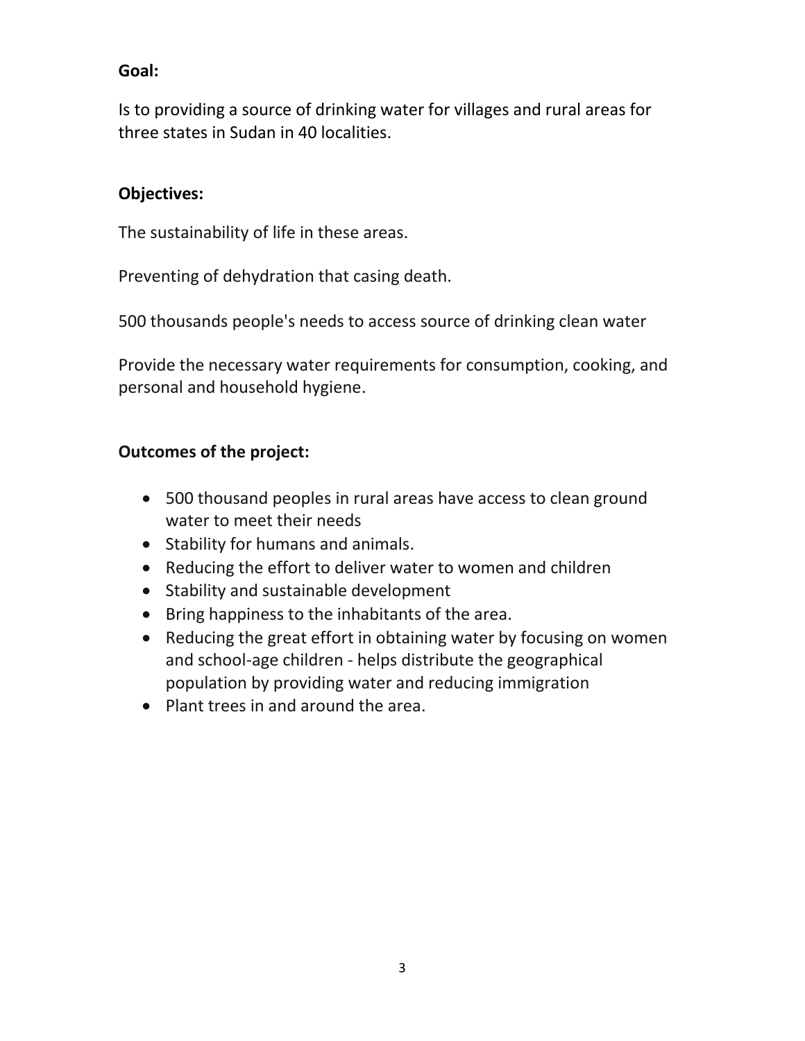**Goal:**

Is to providing a source of drinking water for villages and rural areas for three states in Sudan in 40 localities.

**Objectives:**

The sustainability of life in these areas.

Preventing of dehydration that casing death.

500 thousands people's needs to access source of drinking clean water

Provide the necessary water requirements for consumption, cooking, and personal and household hygiene.

**Outcomes of the project:**

- 500 thousand peoples in rural areas have access to clean ground water to meet their needs
- Stability for humans and animals.
- Reducing the effort to deliver water to women and children
- Stability and sustainable development
- Bring happiness to the inhabitants of the area.
- Reducing the great effort in obtaining water by focusing on women and school-age children - helps distribute the geographical population by providing water and reducing immigration
- Plant trees in and around the area.